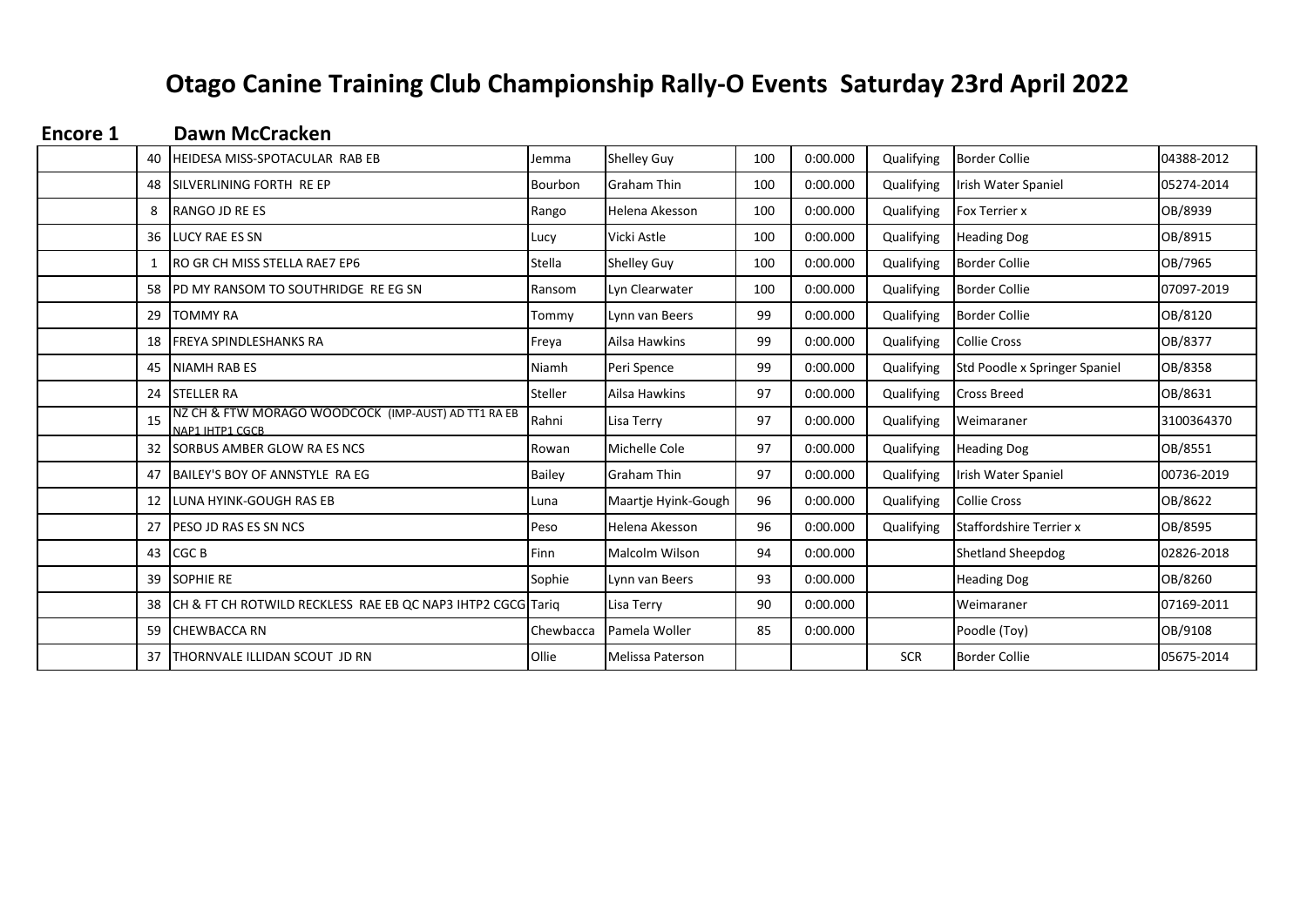# Otago Canine Training Club Championship Rally-O Events Saturday 23rd April 2022

## Encore 1 Dawn McCracken

| | | | | | | | | | |
|---|---|---|---|---|---|---|---|---|---|
| | 40 | HEIDESA MISS-SPOTACULAR RAB EB | Jemma | Shelley Guy | 100 | 0:00.000 | Qualifying | Border Collie | 04388-2012 |
| | 48 | SILVERLINING FORTH RE EP | Bourbon | Graham Thin | 100 | 0:00.000 | Qualifying | Irish Water Spaniel | 05274-2014 |
| | 8 | RANGO JD RE ES | Rango | Helena Akesson | 100 | 0:00.000 | Qualifying | Fox Terrier x | OB/8939 |
| | 36 | LUCY RAE ES SN | Lucy | Vicki Astle | 100 | 0:00.000 | Qualifying | Heading Dog | OB/8915 |
| | 1 | RO GR CH MISS STELLA RAE7 EP6 | Stella | Shelley Guy | 100 | 0:00.000 | Qualifying | Border Collie | OB/7965 |
| | 58 | PD MY RANSOM TO SOUTHRIDGE RE EG SN | Ransom | Lyn Clearwater | 100 | 0:00.000 | Qualifying | Border Collie | 07097-2019 |
| | 29 | TOMMY RA | Tommy | Lynn van Beers | 99 | 0:00.000 | Qualifying | Border Collie | OB/8120 |
| | 18 | FREYA SPINDLESHANKS RA | Freya | Ailsa Hawkins | 99 | 0:00.000 | Qualifying | Collie Cross | OB/8377 |
| | 45 | NIAMH RAB ES | Niamh | Peri Spence | 99 | 0:00.000 | Qualifying | Std Poodle x Springer Spaniel | OB/8358 |
| | 24 | STELLER RA | Steller | Ailsa Hawkins | 97 | 0:00.000 | Qualifying | Cross Breed | OB/8631 |
| | 15 | NZ CH & FTW MORAGO WOODCOCK (IMP-AUST) AD TT1 RA EB NAP1 IHTP1 CGCB | Rahni | Lisa Terry | 97 | 0:00.000 | Qualifying | Weimaraner | 3100364370 |
| | 32 | SORBUS AMBER GLOW RA ES NCS | Rowan | Michelle Cole | 97 | 0:00.000 | Qualifying | Heading Dog | OB/8551 |
| | 47 | BAILEY'S BOY OF ANNSTYLE RA EG | Bailey | Graham Thin | 97 | 0:00.000 | Qualifying | Irish Water Spaniel | 00736-2019 |
| | 12 | LUNA HYINK-GOUGH RAS EB | Luna | Maartje Hyink-Gough | 96 | 0:00.000 | Qualifying | Collie Cross | OB/8622 |
| | 27 | PESO JD RAS ES SN NCS | Peso | Helena Akesson | 96 | 0:00.000 | Qualifying | Staffordshire Terrier x | OB/8595 |
| | 43 | CGC B | Finn | Malcolm Wilson | 94 | 0:00.000 | | Shetland Sheepdog | 02826-2018 |
| | 39 | SOPHIE RE | Sophie | Lynn van Beers | 93 | 0:00.000 | | Heading Dog | OB/8260 |
| | 38 | CH & FT CH ROTWILD RECKLESS RAE EB QC NAP3 IHTP2 CGCG | Tariq | Lisa Terry | 90 | 0:00.000 | | Weimaraner | 07169-2011 |
| | 59 | CHEWBACCA RN | Chewbacca | Pamela Woller | 85 | 0:00.000 | | Poodle (Toy) | OB/9108 |
| | 37 | THORNVALE ILLIDAN SCOUT JD RN | Ollie | Melissa Paterson | | | SCR | Border Collie | 05675-2014 |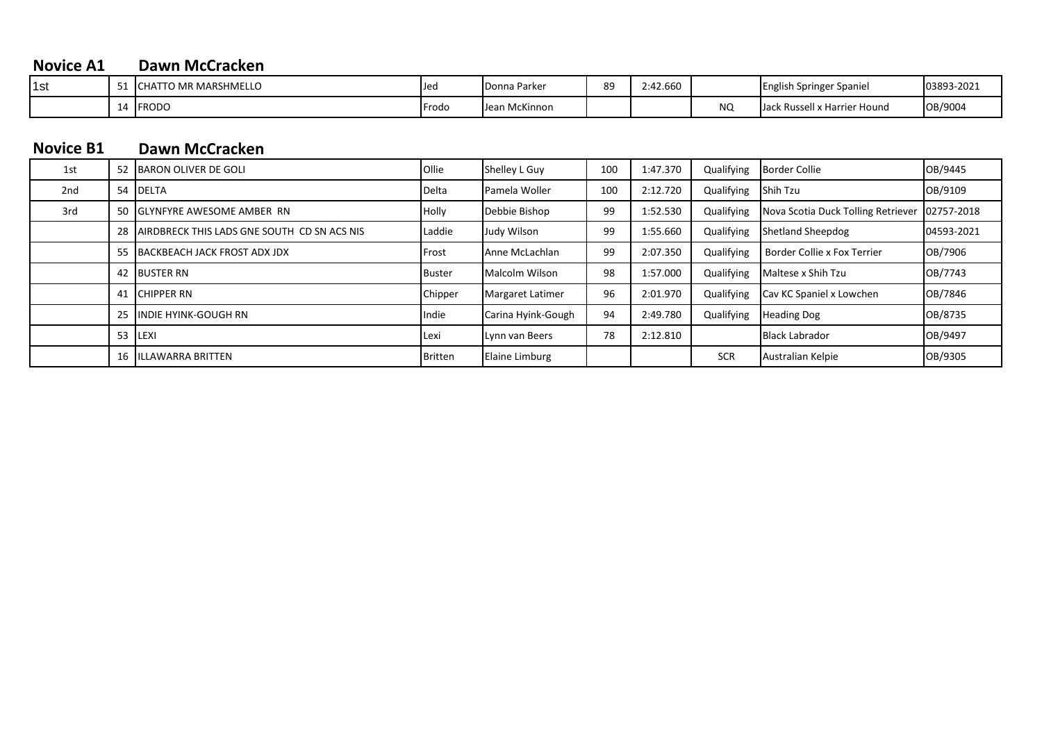## Novice A1 Dawn McCracken

| | | | | | | | | | |
|---|---|---|---|---|---|---|---|---|---|
| 1st | 51 | CHATTO MR MARSHMELLO | Jed | Donna Parker | 89 | 2:42.660 | | English Springer Spaniel | 03893-2021 |
| | 14 | FRODO | Frodo | Jean McKinnon | | | NQ | Jack Russell x Harrier Hound | OB/9004 |

## Novice B1 Dawn McCracken

| | | | | | | | | | |
|---|---|---|---|---|---|---|---|---|---|
| 1st | 52 | BARON OLIVER DE GOLI | Ollie | Shelley L Guy | 100 | 1:47.370 | Qualifying | Border Collie | OB/9445 |
| 2nd | 54 | DELTA | Delta | Pamela Woller | 100 | 2:12.720 | Qualifying | Shih Tzu | OB/9109 |
| 3rd | 50 | GLYNFYRE AWESOME AMBER RN | Holly | Debbie Bishop | 99 | 1:52.530 | Qualifying | Nova Scotia Duck Tolling Retriever | 02757-2018 |
| | 28 | AIRDBRECK THIS LADS GNE SOUTH CD SN ACS NIS | Laddie | Judy Wilson | 99 | 1:55.660 | Qualifying | Shetland Sheepdog | 04593-2021 |
| | 55 | BACKBEACH JACK FROST ADX JDX | Frost | Anne McLachlan | 99 | 2:07.350 | Qualifying | Border Collie x Fox Terrier | OB/7906 |
| | 42 | BUSTER RN | Buster | Malcolm Wilson | 98 | 1:57.000 | Qualifying | Maltese x Shih Tzu | OB/7743 |
| | 41 | CHIPPER RN | Chipper | Margaret Latimer | 96 | 2:01.970 | Qualifying | Cav KC Spaniel x Lowchen | OB/7846 |
| | 25 | INDIE HYINK-GOUGH RN | Indie | Carina Hyink-Gough | 94 | 2:49.780 | Qualifying | Heading Dog | OB/8735 |
| | 53 | LEXI | Lexi | Lynn van Beers | 78 | 2:12.810 | | Black Labrador | OB/9497 |
| | 16 | ILLAWARRA BRITTEN | Britten | Elaine Limburg | | | SCR | Australian Kelpie | OB/9305 |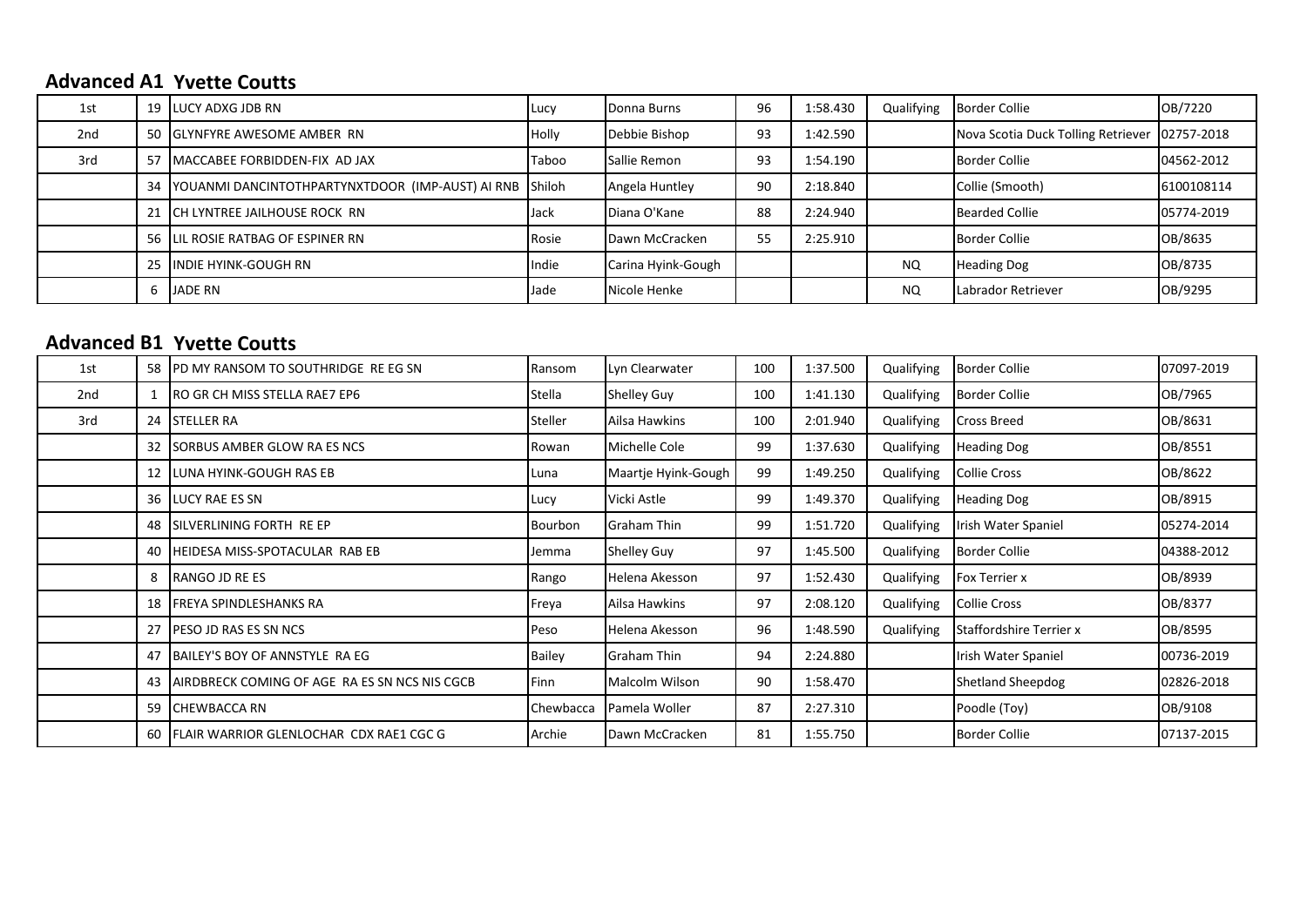## Advanced A1 Yvette Coutts

| | | | | | | | | | |
|---|---|---|---|---|---|---|---|---|---|
| 1st | 19 | LUCY ADXG JDB RN | Lucy | Donna Burns | 96 | 1:58.430 | Qualifying | Border Collie | OB/7220 |
| 2nd | 50 | GLYNFYRE AWESOME AMBER RN | Holly | Debbie Bishop | 93 | 1:42.590 | | Nova Scotia Duck Tolling Retriever | 02757-2018 |
| 3rd | 57 | MACCABEE FORBIDDEN-FIX AD JAX | Taboo | Sallie Remon | 93 | 1:54.190 | | Border Collie | 04562-2012 |
| | 34 | YOUANMI DANCINTOTHPARTYNXTDOOR (IMP-AUST) AI RNB | Shiloh | Angela Huntley | 90 | 2:18.840 | | Collie (Smooth) | 6100108114 |
| | 21 | CH LYNTREE JAILHOUSE ROCK RN | Jack | Diana O'Kane | 88 | 2:24.940 | | Bearded Collie | 05774-2019 |
| | 56 | LIL ROSIE RATBAG OF ESPINER RN | Rosie | Dawn McCracken | 55 | 2:25.910 | | Border Collie | OB/8635 |
| | 25 | INDIE HYINK-GOUGH RN | Indie | Carina Hyink-Gough | | | NQ | Heading Dog | OB/8735 |
| | 6 | JADE RN | Jade | Nicole Henke | | | NQ | Labrador Retriever | OB/9295 |

## Advanced B1 Yvette Coutts

| | | | | | | | | | |
|---|---|---|---|---|---|---|---|---|---|
| 1st | 58 | PD MY RANSOM TO SOUTHRIDGE RE EG SN | Ransom | Lyn Clearwater | 100 | 1:37.500 | Qualifying | Border Collie | 07097-2019 |
| 2nd | 1 | RO GR CH MISS STELLA RAE7 EP6 | Stella | Shelley Guy | 100 | 1:41.130 | Qualifying | Border Collie | OB/7965 |
| 3rd | 24 | STELLER RA | Steller | Ailsa Hawkins | 100 | 2:01.940 | Qualifying | Cross Breed | OB/8631 |
| | 32 | SORBUS AMBER GLOW RA ES NCS | Rowan | Michelle Cole | 99 | 1:37.630 | Qualifying | Heading Dog | OB/8551 |
| | 12 | LUNA HYINK-GOUGH RAS EB | Luna | Maartje Hyink-Gough | 99 | 1:49.250 | Qualifying | Collie Cross | OB/8622 |
| | 36 | LUCY RAE ES SN | Lucy | Vicki Astle | 99 | 1:49.370 | Qualifying | Heading Dog | OB/8915 |
| | 48 | SILVERLINING FORTH RE EP | Bourbon | Graham Thin | 99 | 1:51.720 | Qualifying | Irish Water Spaniel | 05274-2014 |
| | 40 | HEIDESA MISS-SPOTACULAR RAB EB | Jemma | Shelley Guy | 97 | 1:45.500 | Qualifying | Border Collie | 04388-2012 |
| | 8 | RANGO JD RE ES | Rango | Helena Akesson | 97 | 1:52.430 | Qualifying | Fox Terrier x | OB/8939 |
| | 18 | FREYA SPINDLESHANKS RA | Freya | Ailsa Hawkins | 97 | 2:08.120 | Qualifying | Collie Cross | OB/8377 |
| | 27 | PESO JD RAS ES SN NCS | Peso | Helena Akesson | 96 | 1:48.590 | Qualifying | Staffordshire Terrier x | OB/8595 |
| | 47 | BAILEY'S BOY OF ANNSTYLE RA EG | Bailey | Graham Thin | 94 | 2:24.880 | | Irish Water Spaniel | 00736-2019 |
| | 43 | AIRDBRECK COMING OF AGE RA ES SN NCS NIS CGCB | Finn | Malcolm Wilson | 90 | 1:58.470 | | Shetland Sheepdog | 02826-2018 |
| | 59 | CHEWBACCA RN | Chewbacca | Pamela Woller | 87 | 2:27.310 | | Poodle (Toy) | OB/9108 |
| | 60 | FLAIR WARRIOR GLENLOCHAR CDX RAE1 CGC G | Archie | Dawn McCracken | 81 | 1:55.750 | | Border Collie | 07137-2015 |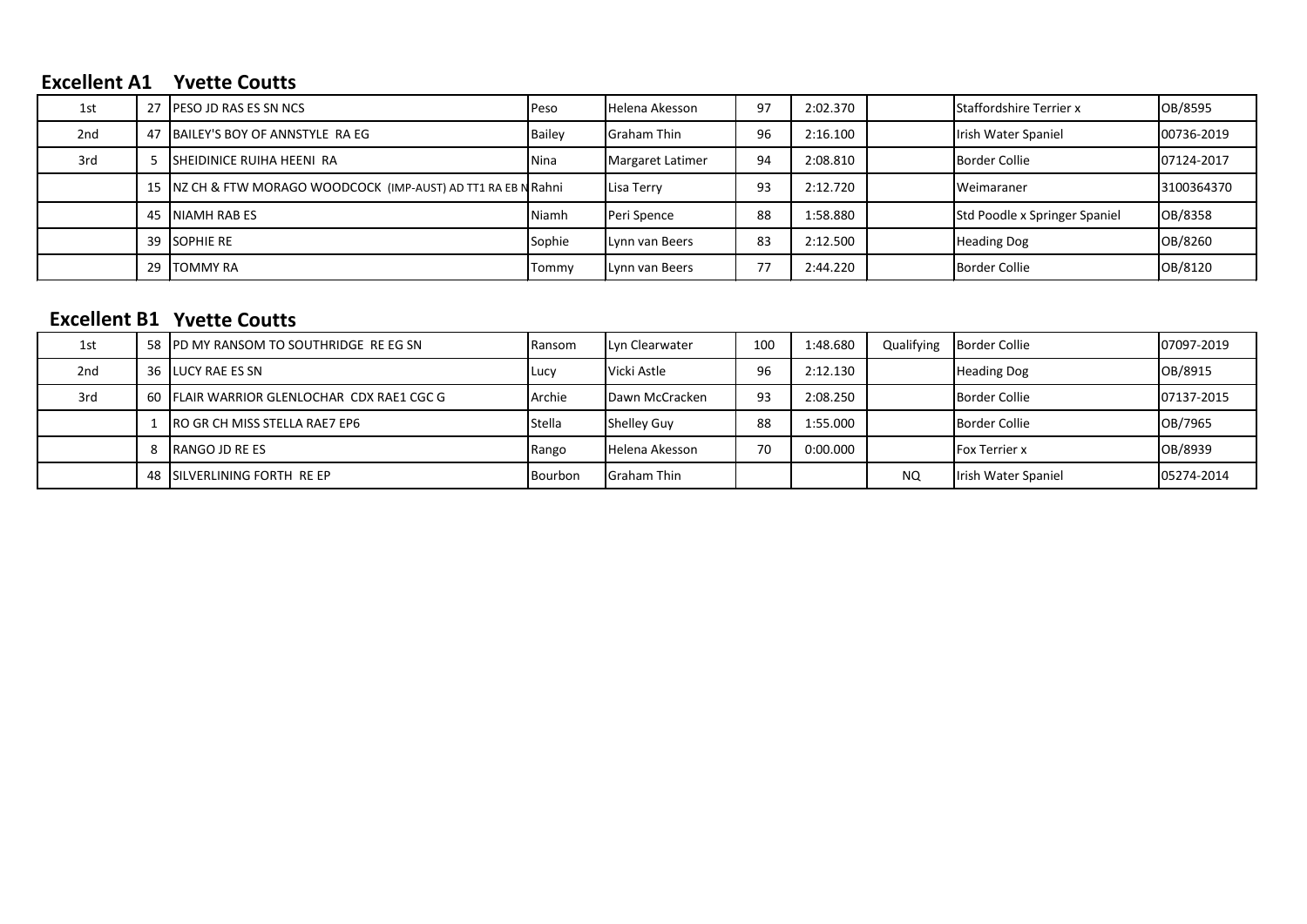## Excellent A1 Yvette Coutts

| | | | | | | | | | |
|---|---|---|---|---|---|---|---|---|---|
| 1st | 27 | PESO JD RAS ES SN NCS | Peso | Helena Akesson | 97 | 2:02.370 | | Staffordshire Terrier x | OB/8595 |
| 2nd | 47 | BAILEY'S BOY OF ANNSTYLE RA EG | Bailey | Graham Thin | 96 | 2:16.100 | | Irish Water Spaniel | 00736-2019 |
| 3rd | 5 | SHEIDINICE RUIHA HEENI RA | Nina | Margaret Latimer | 94 | 2:08.810 | | Border Collie | 07124-2017 |
| | 15 | NZ CH & FTW MORAGO WOODCOCK (IMP-AUST) AD TT1 RA EB N | Rahni | Lisa Terry | 93 | 2:12.720 | | Weimaraner | 3100364370 |
| | 45 | NIAMH RAB ES | Niamh | Peri Spence | 88 | 1:58.880 | | Std Poodle x Springer Spaniel | OB/8358 |
| | 39 | SOPHIE RE | Sophie | Lynn van Beers | 83 | 2:12.500 | | Heading Dog | OB/8260 |
| | 29 | TOMMY RA | Tommy | Lynn van Beers | 77 | 2:44.220 | | Border Collie | OB/8120 |

## Excellent B1 Yvette Coutts

| | | | | | | | | | |
|---|---|---|---|---|---|---|---|---|---|
| 1st | 58 | PD MY RANSOM TO SOUTHRIDGE RE EG SN | Ransom | Lyn Clearwater | 100 | 1:48.680 | Qualifying | Border Collie | 07097-2019 |
| 2nd | 36 | LUCY RAE ES SN | Lucy | Vicki Astle | 96 | 2:12.130 | | Heading Dog | OB/8915 |
| 3rd | 60 | FLAIR WARRIOR GLENLOCHAR CDX RAE1 CGC G | Archie | Dawn McCracken | 93 | 2:08.250 | | Border Collie | 07137-2015 |
| | 1 | RO GR CH MISS STELLA RAE7 EP6 | Stella | Shelley Guy | 88 | 1:55.000 | | Border Collie | OB/7965 |
| | 8 | RANGO JD RE ES | Rango | Helena Akesson | 70 | 0:00.000 | | Fox Terrier x | OB/8939 |
| | 48 | SILVERLINING FORTH RE EP | Bourbon | Graham Thin | | | NQ | Irish Water Spaniel | 05274-2014 |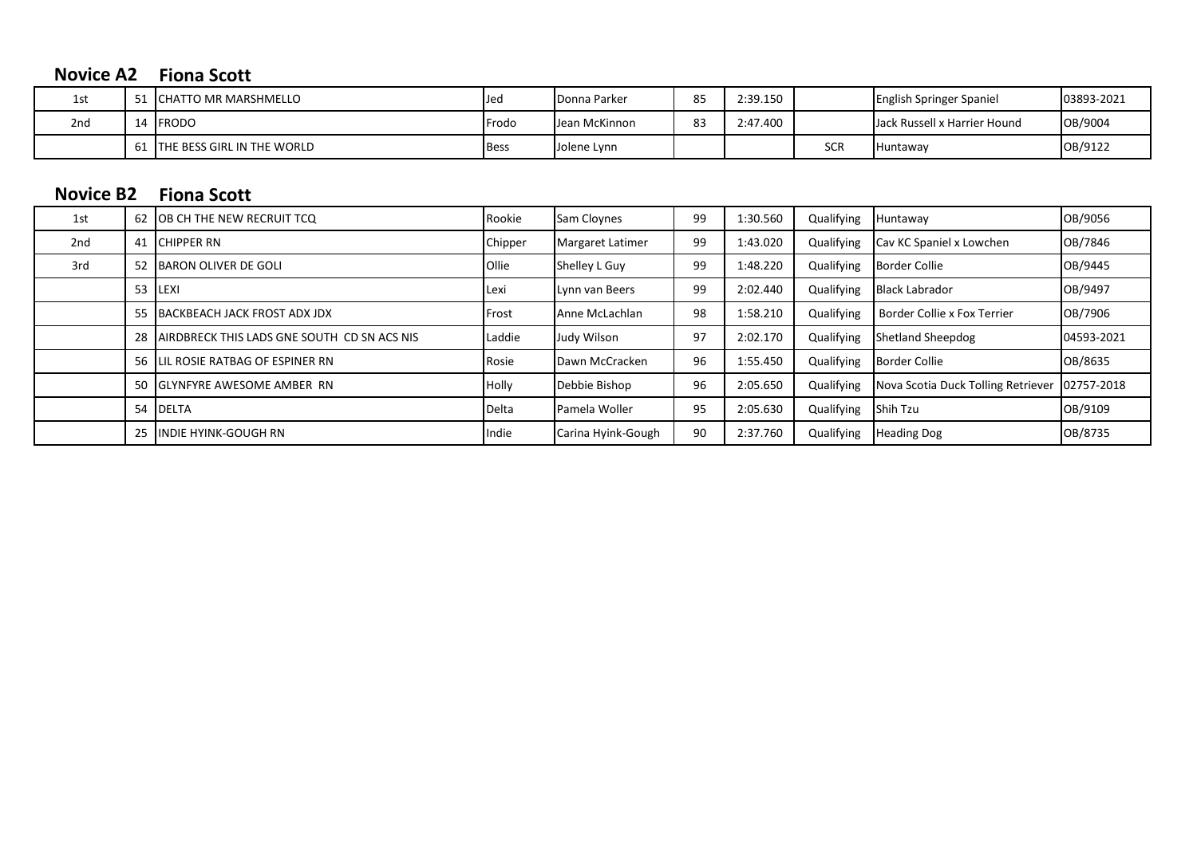## Novice A2 Fiona Scott

| | | | | | | | | | |
|---|---|---|---|---|---|---|---|---|---|
| 1st | 51 | CHATTO MR MARSHMELLO | Jed | Donna Parker | 85 | 2:39.150 | | English Springer Spaniel | 03893-2021 |
| 2nd | 14 | FRODO | Frodo | Jean McKinnon | 83 | 2:47.400 | | Jack Russell x Harrier Hound | OB/9004 |
| | 61 | THE BESS GIRL IN THE WORLD | Bess | Jolene Lynn | | | SCR | Huntaway | OB/9122 |

## Novice B2 Fiona Scott

| | | | | | | | | | |
|---|---|---|---|---|---|---|---|---|---|
| 1st | 62 | OB CH THE NEW RECRUIT TCQ | Rookie | Sam Cloynes | 99 | 1:30.560 | Qualifying | Huntaway | OB/9056 |
| 2nd | 41 | CHIPPER RN | Chipper | Margaret Latimer | 99 | 1:43.020 | Qualifying | Cav KC Spaniel x Lowchen | OB/7846 |
| 3rd | 52 | BARON OLIVER DE GOLI | Ollie | Shelley L Guy | 99 | 1:48.220 | Qualifying | Border Collie | OB/9445 |
| | 53 | LEXI | Lexi | Lynn van Beers | 99 | 2:02.440 | Qualifying | Black Labrador | OB/9497 |
| | 55 | BACKBEACH JACK FROST ADX JDX | Frost | Anne McLachlan | 98 | 1:58.210 | Qualifying | Border Collie x Fox Terrier | OB/7906 |
| | 28 | AIRDBRECK THIS LADS GNE SOUTH CD SN ACS NIS | Laddie | Judy Wilson | 97 | 2:02.170 | Qualifying | Shetland Sheepdog | 04593-2021 |
| | 56 | LIL ROSIE RATBAG OF ESPINER RN | Rosie | Dawn McCracken | 96 | 1:55.450 | Qualifying | Border Collie | OB/8635 |
| | 50 | GLYNFYRE AWESOME AMBER RN | Holly | Debbie Bishop | 96 | 2:05.650 | Qualifying | Nova Scotia Duck Tolling Retriever | 02757-2018 |
| | 54 | DELTA | Delta | Pamela Woller | 95 | 2:05.630 | Qualifying | Shih Tzu | OB/9109 |
| | 25 | INDIE HYINK-GOUGH RN | Indie | Carina Hyink-Gough | 90 | 2:37.760 | Qualifying | Heading Dog | OB/8735 |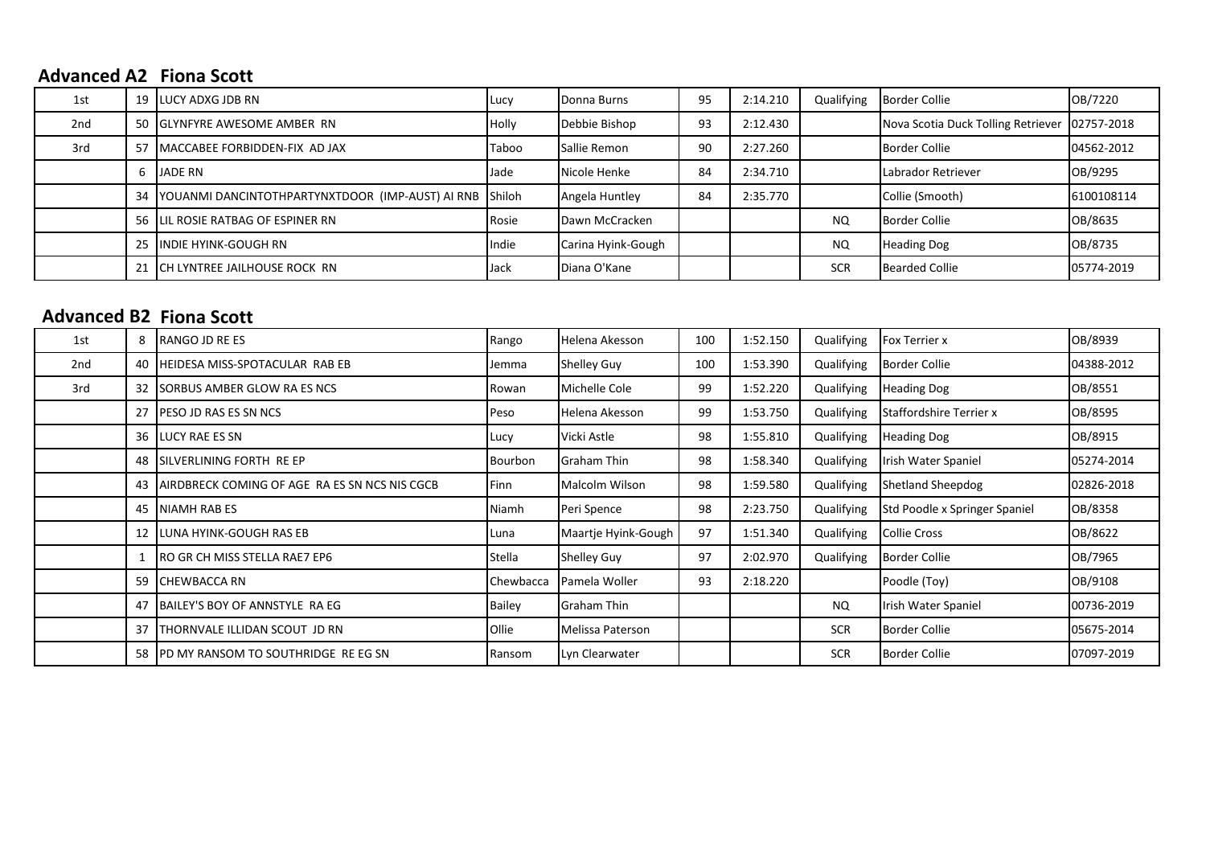## Advanced A2 Fiona Scott

| | | | | | | | | | |
|---|---|---|---|---|---|---|---|---|---|
| 1st | 19 | LUCY ADXG JDB RN | Lucy | Donna Burns | 95 | 2:14.210 | Qualifying | Border Collie | OB/7220 |
| 2nd | 50 | GLYNFYRE AWESOME AMBER RN | Holly | Debbie Bishop | 93 | 2:12.430 | | Nova Scotia Duck Tolling Retriever | 02757-2018 |
| 3rd | 57 | MACCABEE FORBIDDEN-FIX AD JAX | Taboo | Sallie Remon | 90 | 2:27.260 | | Border Collie | 04562-2012 |
| | 6 | JADE RN | Jade | Nicole Henke | 84 | 2:34.710 | | Labrador Retriever | OB/9295 |
| | 34 | YOUANMI DANCINTOTHPARTYNXTDOOR (IMP-AUST) AI RNB | Shiloh | Angela Huntley | 84 | 2:35.770 | | Collie (Smooth) | 6100108114 |
| | 56 | LIL ROSIE RATBAG OF ESPINER RN | Rosie | Dawn McCracken | | | NQ | Border Collie | OB/8635 |
| | 25 | INDIE HYINK-GOUGH RN | Indie | Carina Hyink-Gough | | | NQ | Heading Dog | OB/8735 |
| | 21 | CH LYNTREE JAILHOUSE ROCK RN | Jack | Diana O'Kane | | | SCR | Bearded Collie | 05774-2019 |

## Advanced B2 Fiona Scott

| | | | | | | | | | |
|---|---|---|---|---|---|---|---|---|---|
| 1st | 8 | RANGO JD RE ES | Rango | Helena Akesson | 100 | 1:52.150 | Qualifying | Fox Terrier x | OB/8939 |
| 2nd | 40 | HEIDESA MISS-SPOTACULAR RAB EB | Jemma | Shelley Guy | 100 | 1:53.390 | Qualifying | Border Collie | 04388-2012 |
| 3rd | 32 | SORBUS AMBER GLOW RA ES NCS | Rowan | Michelle Cole | 99 | 1:52.220 | Qualifying | Heading Dog | OB/8551 |
| | 27 | PESO JD RAS ES SN NCS | Peso | Helena Akesson | 99 | 1:53.750 | Qualifying | Staffordshire Terrier x | OB/8595 |
| | 36 | LUCY RAE ES SN | Lucy | Vicki Astle | 98 | 1:55.810 | Qualifying | Heading Dog | OB/8915 |
| | 48 | SILVERLINING FORTH RE EP | Bourbon | Graham Thin | 98 | 1:58.340 | Qualifying | Irish Water Spaniel | 05274-2014 |
| | 43 | AIRDBRECK COMING OF AGE RA ES SN NCS NIS CGCB | Finn | Malcolm Wilson | 98 | 1:59.580 | Qualifying | Shetland Sheepdog | 02826-2018 |
| | 45 | NIAMH RAB ES | Niamh | Peri Spence | 98 | 2:23.750 | Qualifying | Std Poodle x Springer Spaniel | OB/8358 |
| | 12 | LUNA HYINK-GOUGH RAS EB | Luna | Maartje Hyink-Gough | 97 | 1:51.340 | Qualifying | Collie Cross | OB/8622 |
| | 1 | RO GR CH MISS STELLA RAE7 EP6 | Stella | Shelley Guy | 97 | 2:02.970 | Qualifying | Border Collie | OB/7965 |
| | 59 | CHEWBACCA RN | Chewbacca | Pamela Woller | 93 | 2:18.220 | | Poodle (Toy) | OB/9108 |
| | 47 | BAILEY'S BOY OF ANNSTYLE RA EG | Bailey | Graham Thin | | | NQ | Irish Water Spaniel | 00736-2019 |
| | 37 | THORNVALE ILLIDAN SCOUT JD RN | Ollie | Melissa Paterson | | | SCR | Border Collie | 05675-2014 |
| | 58 | PD MY RANSOM TO SOUTHRIDGE RE EG SN | Ransom | Lyn Clearwater | | | SCR | Border Collie | 07097-2019 |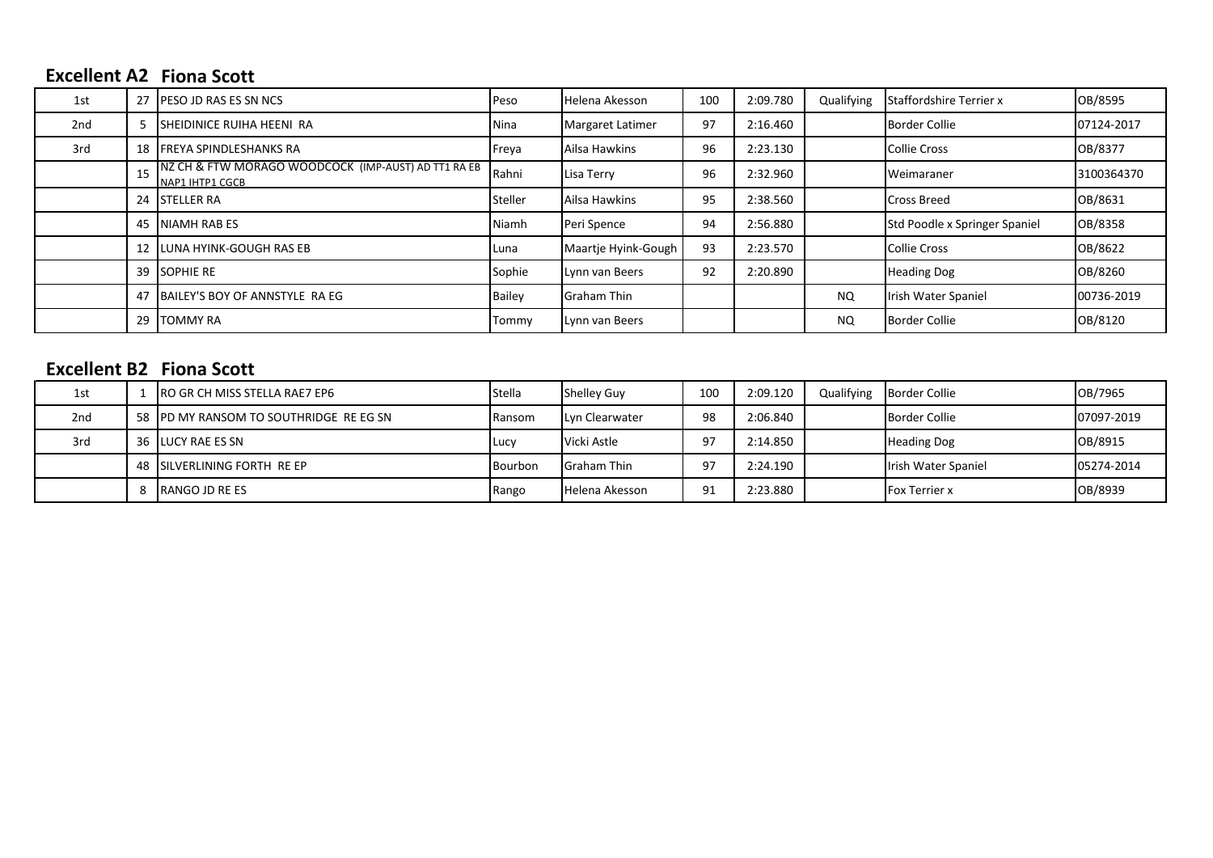## Excellent A2 Fiona Scott

| | | | | | | | | | |
|---|---|---|---|---|---|---|---|---|---|
| 1st | 27 | PESO JD RAS ES SN NCS | Peso | Helena Akesson | 100 | 2:09.780 | Qualifying | Staffordshire Terrier x | OB/8595 |
| 2nd | 5 | SHEIDINICE RUIHA HEENI RA | Nina | Margaret Latimer | 97 | 2:16.460 | | Border Collie | 07124-2017 |
| 3rd | 18 | FREYA SPINDLESHANKS RA | Freya | Ailsa Hawkins | 96 | 2:23.130 | | Collie Cross | OB/8377 |
| | 15 | NZ CH & FTW MORAGO WOODCOCK (IMP-AUST) AD TT1 RA EB NAP1 IHTP1 CGCB | Rahni | Lisa Terry | 96 | 2:32.960 | | Weimaraner | 3100364370 |
| | 24 | STELLER RA | Steller | Ailsa Hawkins | 95 | 2:38.560 | | Cross Breed | OB/8631 |
| | 45 | NIAMH RAB ES | Niamh | Peri Spence | 94 | 2:56.880 | | Std Poodle x Springer Spaniel | OB/8358 |
| | 12 | LUNA HYINK-GOUGH RAS EB | Luna | Maartje Hyink-Gough | 93 | 2:23.570 | | Collie Cross | OB/8622 |
| | 39 | SOPHIE RE | Sophie | Lynn van Beers | 92 | 2:20.890 | | Heading Dog | OB/8260 |
| | 47 | BAILEY'S BOY OF ANNSTYLE RA EG | Bailey | Graham Thin | | | NQ | Irish Water Spaniel | 00736-2019 |
| | 29 | TOMMY RA | Tommy | Lynn van Beers | | | NQ | Border Collie | OB/8120 |

## Excellent B2 Fiona Scott

| | | | | | | | | | |
|---|---|---|---|---|---|---|---|---|---|
| 1st | 1 | RO GR CH MISS STELLA RAE7 EP6 | Stella | Shelley Guy | 100 | 2:09.120 | Qualifying | Border Collie | OB/7965 |
| 2nd | 58 | PD MY RANSOM TO SOUTHRIDGE RE EG SN | Ransom | Lyn Clearwater | 98 | 2:06.840 | | Border Collie | 07097-2019 |
| 3rd | 36 | LUCY RAE ES SN | Lucy | Vicki Astle | 97 | 2:14.850 | | Heading Dog | OB/8915 |
| | 48 | SILVERLINING FORTH RE EP | Bourbon | Graham Thin | 97 | 2:24.190 | | Irish Water Spaniel | 05274-2014 |
| | 8 | RANGO JD RE ES | Rango | Helena Akesson | 91 | 2:23.880 | | Fox Terrier x | OB/8939 |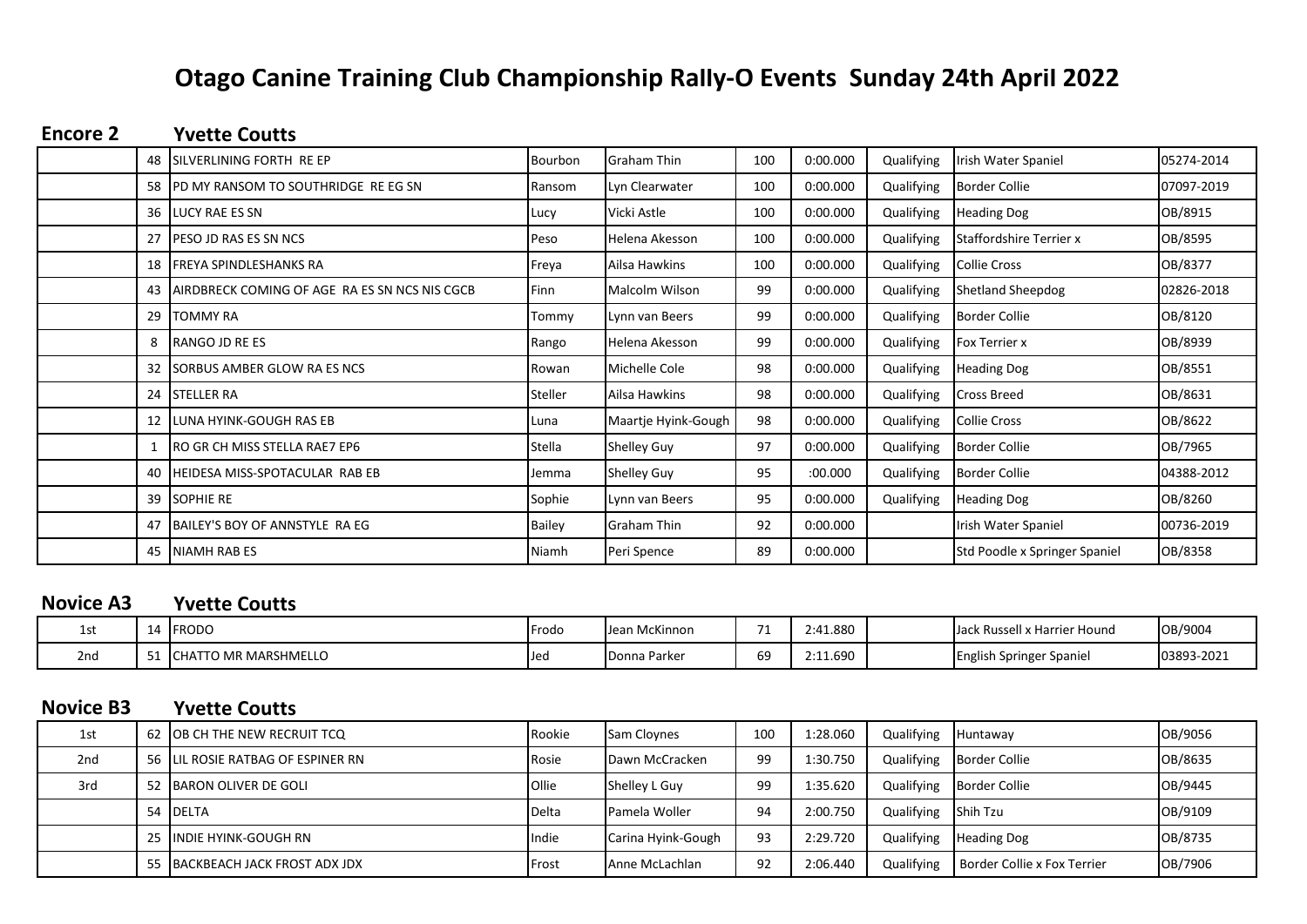# Otago Canine Training Club Championship Rally-O Events Sunday 24th April 2022

## Encore 2 — Yvette Coutts

| Place | No. | Dog | Call Name | Handler | Score | Time | Result | Breed | Reg. No. |
|---|---|---|---|---|---|---|---|---|---|
| | 48 | SILVERLINING FORTH RE EP | Bourbon | Graham Thin | 100 | 0:00.000 | Qualifying | Irish Water Spaniel | 05274-2014 |
| | 58 | PD MY RANSOM TO SOUTHRIDGE RE EG SN | Ransom | Lyn Clearwater | 100 | 0:00.000 | Qualifying | Border Collie | 07097-2019 |
| | 36 | LUCY RAE ES SN | Lucy | Vicki Astle | 100 | 0:00.000 | Qualifying | Heading Dog | OB/8915 |
| | 27 | PESO JD RAS ES SN NCS | Peso | Helena Akesson | 100 | 0:00.000 | Qualifying | Staffordshire Terrier x | OB/8595 |
| | 18 | FREYA SPINDLESHANKS RA | Freya | Ailsa Hawkins | 100 | 0:00.000 | Qualifying | Collie Cross | OB/8377 |
| | 43 | AIRDBRECK COMING OF AGE RA ES SN NCS NIS CGCB | Finn | Malcolm Wilson | 99 | 0:00.000 | Qualifying | Shetland Sheepdog | 02826-2018 |
| | 29 | TOMMY RA | Tommy | Lynn van Beers | 99 | 0:00.000 | Qualifying | Border Collie | OB/8120 |
| | 8 | RANGO JD RE ES | Rango | Helena Akesson | 99 | 0:00.000 | Qualifying | Fox Terrier x | OB/8939 |
| | 32 | SORBUS AMBER GLOW RA ES NCS | Rowan | Michelle Cole | 98 | 0:00.000 | Qualifying | Heading Dog | OB/8551 |
| | 24 | STELLER RA | Steller | Ailsa Hawkins | 98 | 0:00.000 | Qualifying | Cross Breed | OB/8631 |
| | 12 | LUNA HYINK-GOUGH RAS EB | Luna | Maartje Hyink-Gough | 98 | 0:00.000 | Qualifying | Collie Cross | OB/8622 |
| | 1 | RO GR CH MISS STELLA RAE7 EP6 | Stella | Shelley Guy | 97 | 0:00.000 | Qualifying | Border Collie | OB/7965 |
| | 40 | HEIDESA MISS-SPOTACULAR RAB EB | Jemma | Shelley Guy | 95 | :00.000 | Qualifying | Border Collie | 04388-2012 |
| | 39 | SOPHIE RE | Sophie | Lynn van Beers | 95 | 0:00.000 | Qualifying | Heading Dog | OB/8260 |
| | 47 | BAILEY'S BOY OF ANNSTYLE RA EG | Bailey | Graham Thin | 92 | 0:00.000 | | Irish Water Spaniel | 00736-2019 |
| | 45 | NIAMH RAB ES | Niamh | Peri Spence | 89 | 0:00.000 | | Std Poodle x Springer Spaniel | OB/8358 |

## Novice A3 — Yvette Coutts

| Place | No. | Dog | Call Name | Handler | Score | Time | Result | Breed | Reg. No. |
|---|---|---|---|---|---|---|---|---|---|
| 1st | 14 | FRODO | Frodo | Jean McKinnon | 71 | 2:41.880 | | Jack Russell x Harrier Hound | OB/9004 |
| 2nd | 51 | CHATTO MR MARSHMELLO | Jed | Donna Parker | 69 | 2:11.690 | | English Springer Spaniel | 03893-2021 |

## Novice B3 — Yvette Coutts

| Place | No. | Dog | Call Name | Handler | Score | Time | Result | Breed | Reg. No. |
|---|---|---|---|---|---|---|---|---|---|
| 1st | 62 | OB CH THE NEW RECRUIT TCQ | Rookie | Sam Cloynes | 100 | 1:28.060 | Qualifying | Huntaway | OB/9056 |
| 2nd | 56 | LIL ROSIE RATBAG OF ESPINER RN | Rosie | Dawn McCracken | 99 | 1:30.750 | Qualifying | Border Collie | OB/8635 |
| 3rd | 52 | BARON OLIVER DE GOLI | Ollie | Shelley L Guy | 99 | 1:35.620 | Qualifying | Border Collie | OB/9445 |
| | 54 | DELTA | Delta | Pamela Woller | 94 | 2:00.750 | Qualifying | Shih Tzu | OB/9109 |
| | 25 | INDIE HYINK-GOUGH RN | Indie | Carina Hyink-Gough | 93 | 2:29.720 | Qualifying | Heading Dog | OB/8735 |
| | 55 | BACKBEACH JACK FROST ADX JDX | Frost | Anne McLachlan | 92 | 2:06.440 | Qualifying | Border Collie x Fox Terrier | OB/7906 |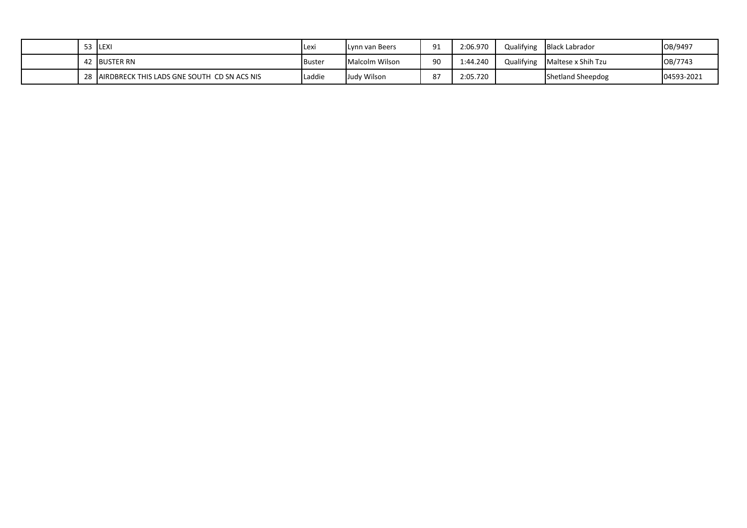| | | | | | | | | | |
|---|---|---|---|---|---|---|---|---|---|
| | 53 | LEXI | Lexi | Lynn van Beers | 91 | 2:06.970 | Qualifying | Black Labrador | OB/9497 |
| | 42 | BUSTER RN | Buster | Malcolm Wilson | 90 | 1:44.240 | Qualifying | Maltese x Shih Tzu | OB/7743 |
| | 28 | AIRDBRECK THIS LADS GNE SOUTH CD SN ACS NIS | Laddie | Judy Wilson | 87 | 2:05.720 | | Shetland Sheepdog | 04593-2021 |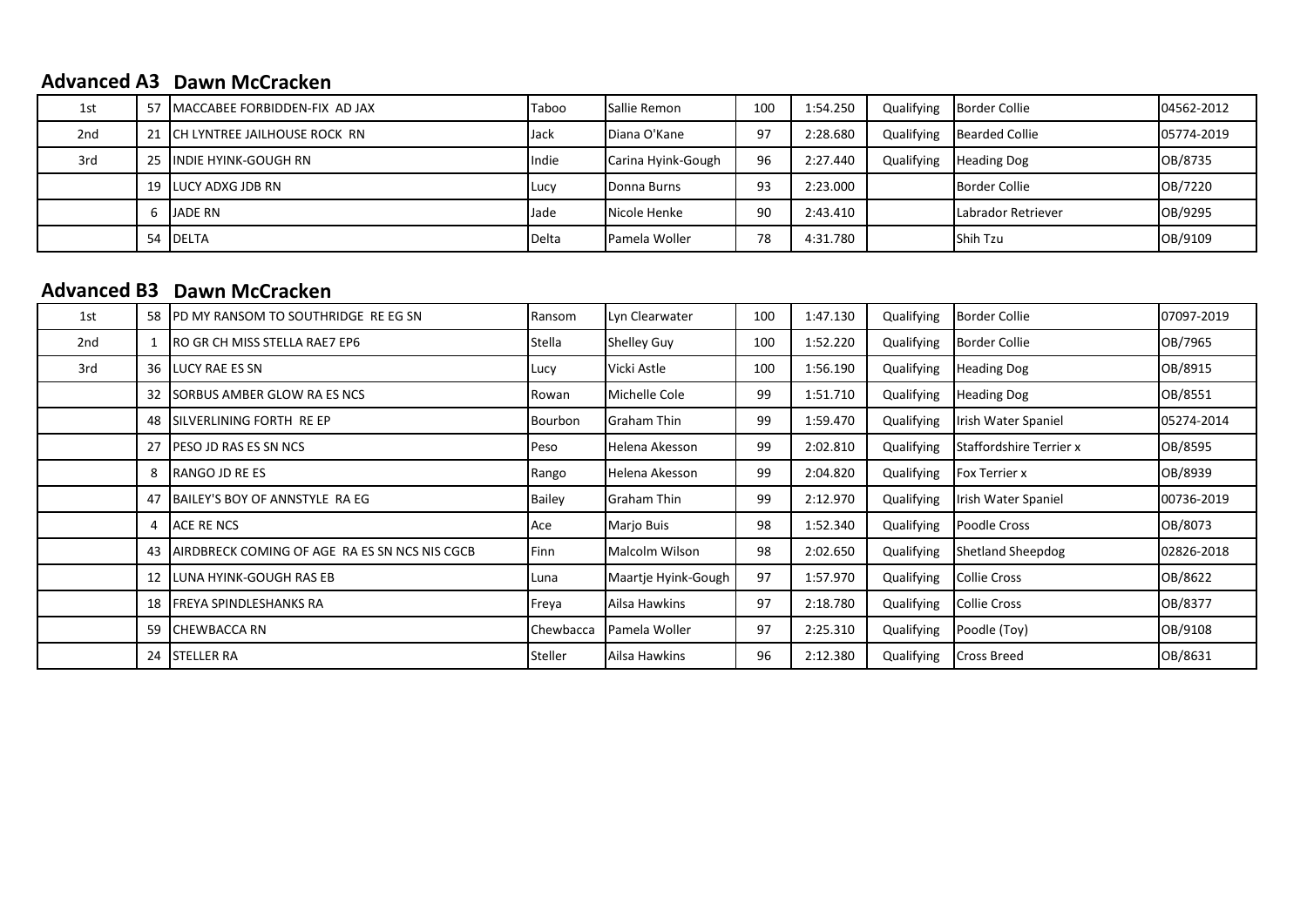## Advanced A3 Dawn McCracken

| | | | | | | | | | |
|---|---|---|---|---|---|---|---|---|---|
| 1st | 57 | MACCABEE FORBIDDEN-FIX AD JAX | Taboo | Sallie Remon | 100 | 1:54.250 | Qualifying | Border Collie | 04562-2012 |
| 2nd | 21 | CH LYNTREE JAILHOUSE ROCK RN | Jack | Diana O'Kane | 97 | 2:28.680 | Qualifying | Bearded Collie | 05774-2019 |
| 3rd | 25 | INDIE HYINK-GOUGH RN | Indie | Carina Hyink-Gough | 96 | 2:27.440 | Qualifying | Heading Dog | OB/8735 |
| | 19 | LUCY ADXG JDB RN | Lucy | Donna Burns | 93 | 2:23.000 | | Border Collie | OB/7220 |
| | 6 | JADE RN | Jade | Nicole Henke | 90 | 2:43.410 | | Labrador Retriever | OB/9295 |
| | 54 | DELTA | Delta | Pamela Woller | 78 | 4:31.780 | | Shih Tzu | OB/9109 |

## Advanced B3 Dawn McCracken

| | | | | | | | | | |
|---|---|---|---|---|---|---|---|---|---|
| 1st | 58 | PD MY RANSOM TO SOUTHRIDGE RE EG SN | Ransom | Lyn Clearwater | 100 | 1:47.130 | Qualifying | Border Collie | 07097-2019 |
| 2nd | 1 | RO GR CH MISS STELLA RAE7 EP6 | Stella | Shelley Guy | 100 | 1:52.220 | Qualifying | Border Collie | OB/7965 |
| 3rd | 36 | LUCY RAE ES SN | Lucy | Vicki Astle | 100 | 1:56.190 | Qualifying | Heading Dog | OB/8915 |
| | 32 | SORBUS AMBER GLOW RA ES NCS | Rowan | Michelle Cole | 99 | 1:51.710 | Qualifying | Heading Dog | OB/8551 |
| | 48 | SILVERLINING FORTH RE EP | Bourbon | Graham Thin | 99 | 1:59.470 | Qualifying | Irish Water Spaniel | 05274-2014 |
| | 27 | PESO JD RAS ES SN NCS | Peso | Helena Akesson | 99 | 2:02.810 | Qualifying | Staffordshire Terrier x | OB/8595 |
| | 8 | RANGO JD RE ES | Rango | Helena Akesson | 99 | 2:04.820 | Qualifying | Fox Terrier x | OB/8939 |
| | 47 | BAILEY'S BOY OF ANNSTYLE RA EG | Bailey | Graham Thin | 99 | 2:12.970 | Qualifying | Irish Water Spaniel | 00736-2019 |
| | 4 | ACE RE NCS | Ace | Marjo Buis | 98 | 1:52.340 | Qualifying | Poodle Cross | OB/8073 |
| | 43 | AIRDBRECK COMING OF AGE RA ES SN NCS NIS CGCB | Finn | Malcolm Wilson | 98 | 2:02.650 | Qualifying | Shetland Sheepdog | 02826-2018 |
| | 12 | LUNA HYINK-GOUGH RAS EB | Luna | Maartje Hyink-Gough | 97 | 1:57.970 | Qualifying | Collie Cross | OB/8622 |
| | 18 | FREYA SPINDLESHANKS RA | Freya | Ailsa Hawkins | 97 | 2:18.780 | Qualifying | Collie Cross | OB/8377 |
| | 59 | CHEWBACCA RN | Chewbacca | Pamela Woller | 97 | 2:25.310 | Qualifying | Poodle (Toy) | OB/9108 |
| | 24 | STELLER RA | Steller | Ailsa Hawkins | 96 | 2:12.380 | Qualifying | Cross Breed | OB/8631 |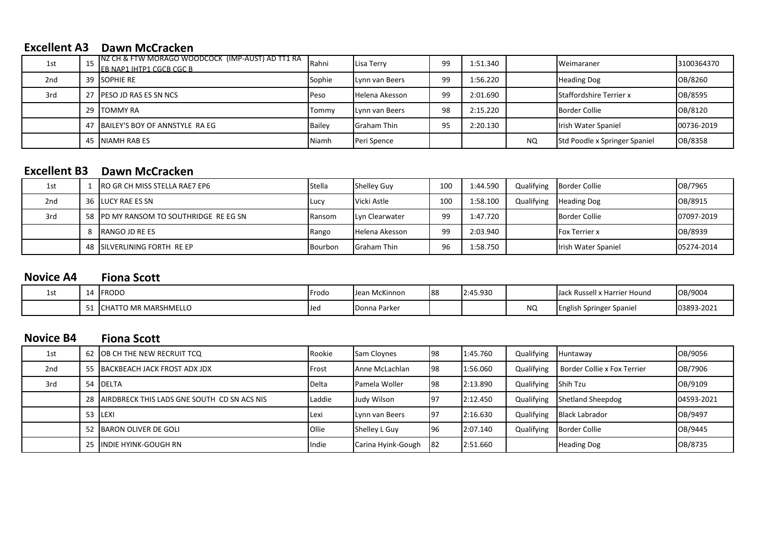## Excellent A3 Dawn McCracken

| | | | | | | | | | |
|---|---|---|---|---|---|---|---|---|---|
| 1st | 15 | NZ CH & FTW MORAGO WOODCOCK (IMP-AUST) AD TT1 RA EB NAP1 IHTP1 CGCB CGC B | Rahni | Lisa Terry | 99 | 1:51.340 | | Weimaraner | 3100364370 |
| 2nd | 39 | SOPHIE RE | Sophie | Lynn van Beers | 99 | 1:56.220 | | Heading Dog | OB/8260 |
| 3rd | 27 | PESO JD RAS ES SN NCS | Peso | Helena Akesson | 99 | 2:01.690 | | Staffordshire Terrier x | OB/8595 |
| | 29 | TOMMY RA | Tommy | Lynn van Beers | 98 | 2:15.220 | | Border Collie | OB/8120 |
| | 47 | BAILEY'S BOY OF ANNSTYLE RA EG | Bailey | Graham Thin | 95 | 2:20.130 | | Irish Water Spaniel | 00736-2019 |
| | 45 | NIAMH RAB ES | Niamh | Peri Spence | | | NQ | Std Poodle x Springer Spaniel | OB/8358 |

## Excellent B3 Dawn McCracken

| | | | | | | | | | |
|---|---|---|---|---|---|---|---|---|---|
| 1st | 1 | RO GR CH MISS STELLA RAE7 EP6 | Stella | Shelley Guy | 100 | 1:44.590 | Qualifying | Border Collie | OB/7965 |
| 2nd | 36 | LUCY RAE ES SN | Lucy | Vicki Astle | 100 | 1:58.100 | Qualifying | Heading Dog | OB/8915 |
| 3rd | 58 | PD MY RANSOM TO SOUTHRIDGE RE EG SN | Ransom | Lyn Clearwater | 99 | 1:47.720 | | Border Collie | 07097-2019 |
| | 8 | RANGO JD RE ES | Rango | Helena Akesson | 99 | 2:03.940 | | Fox Terrier x | OB/8939 |
| | 48 | SILVERLINING FORTH RE EP | Bourbon | Graham Thin | 96 | 1:58.750 | | Irish Water Spaniel | 05274-2014 |

## Novice A4 Fiona Scott

| | | | | | | | | | |
|---|---|---|---|---|---|---|---|---|---|
| 1st | 14 | FRODO | Frodo | Jean McKinnon | 88 | 2:45.930 | | Jack Russell x Harrier Hound | OB/9004 |
| | 51 | CHATTO MR MARSHMELLO | Jed | Donna Parker | | | NQ | English Springer Spaniel | 03893-2021 |

## Novice B4 Fiona Scott

| | | | | | | | | | |
|---|---|---|---|---|---|---|---|---|---|
| 1st | 62 | OB CH THE NEW RECRUIT TCQ | Rookie | Sam Cloynes | 98 | 1:45.760 | Qualifying | Huntaway | OB/9056 |
| 2nd | 55 | BACKBEACH JACK FROST ADX JDX | Frost | Anne McLachlan | 98 | 1:56.060 | Qualifying | Border Collie x Fox Terrier | OB/7906 |
| 3rd | 54 | DELTA | Delta | Pamela Woller | 98 | 2:13.890 | Qualifying | Shih Tzu | OB/9109 |
| | 28 | AIRDBRECK THIS LADS GNE SOUTH CD SN ACS NIS | Laddie | Judy Wilson | 97 | 2:12.450 | Qualifying | Shetland Sheepdog | 04593-2021 |
| | 53 | LEXI | Lexi | Lynn van Beers | 97 | 2:16.630 | Qualifying | Black Labrador | OB/9497 |
| | 52 | BARON OLIVER DE GOLI | Ollie | Shelley L Guy | 96 | 2:07.140 | Qualifying | Border Collie | OB/9445 |
| | 25 | INDIE HYINK-GOUGH RN | Indie | Carina Hyink-Gough | 82 | 2:51.660 | | Heading Dog | OB/8735 |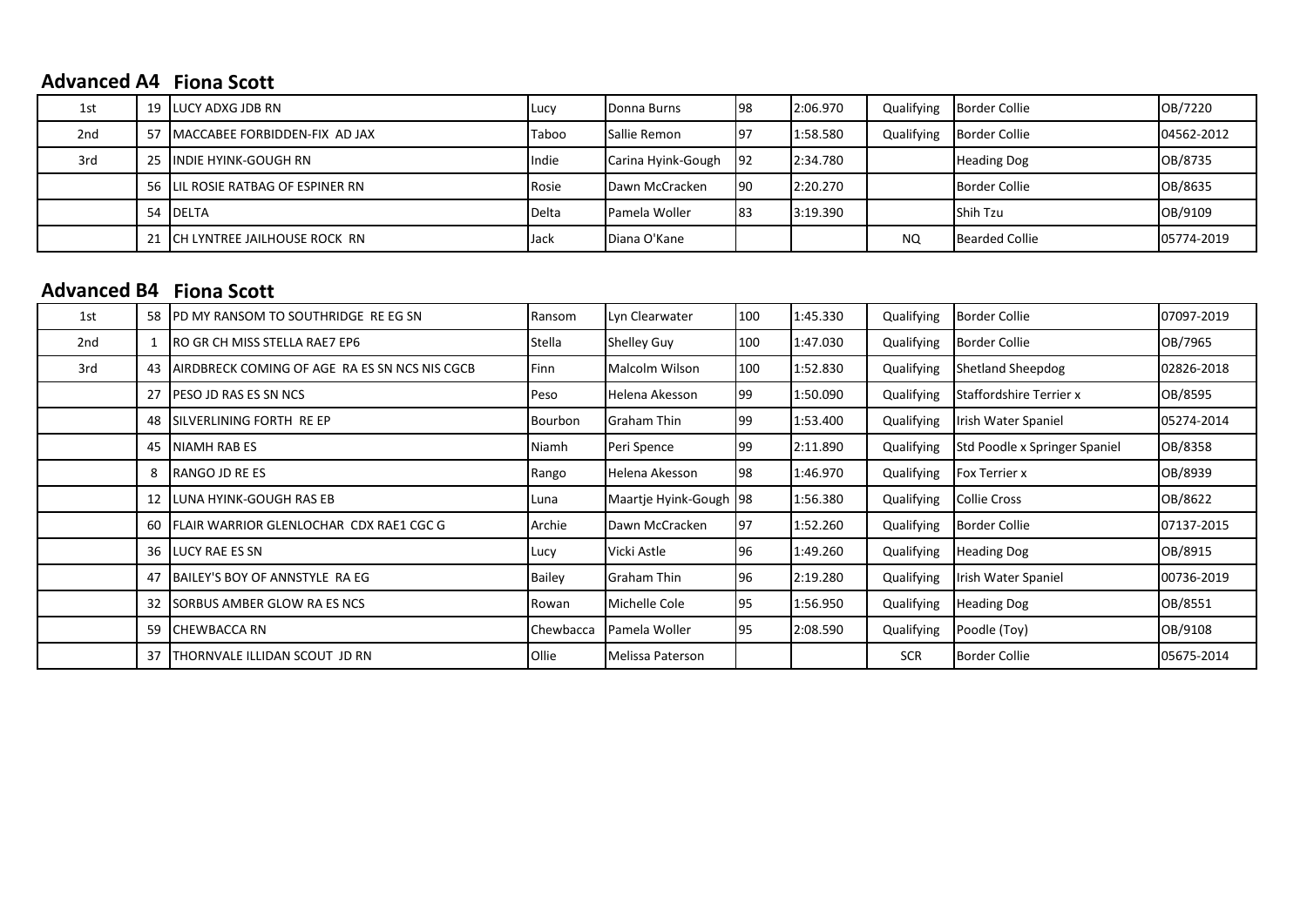## Advanced A4 Fiona Scott

| | | | | | | | | | |
|---|---|---|---|---|---|---|---|---|---|
| 1st | 19 | LUCY ADXG JDB RN | Lucy | Donna Burns | 98 | 2:06.970 | Qualifying | Border Collie | OB/7220 |
| 2nd | 57 | MACCABEE FORBIDDEN-FIX AD JAX | Taboo | Sallie Remon | 97 | 1:58.580 | Qualifying | Border Collie | 04562-2012 |
| 3rd | 25 | INDIE HYINK-GOUGH RN | Indie | Carina Hyink-Gough | 92 | 2:34.780 | | Heading Dog | OB/8735 |
| | 56 | LIL ROSIE RATBAG OF ESPINER RN | Rosie | Dawn McCracken | 90 | 2:20.270 | | Border Collie | OB/8635 |
| | 54 | DELTA | Delta | Pamela Woller | 83 | 3:19.390 | | Shih Tzu | OB/9109 |
| | 21 | CH LYNTREE JAILHOUSE ROCK RN | Jack | Diana O'Kane | | | NQ | Bearded Collie | 05774-2019 |

## Advanced B4 Fiona Scott

| | | | | | | | | | |
|---|---|---|---|---|---|---|---|---|---|
| 1st | 58 | PD MY RANSOM TO SOUTHRIDGE RE EG SN | Ransom | Lyn Clearwater | 100 | 1:45.330 | Qualifying | Border Collie | 07097-2019 |
| 2nd | 1 | RO GR CH MISS STELLA RAE7 EP6 | Stella | Shelley Guy | 100 | 1:47.030 | Qualifying | Border Collie | OB/7965 |
| 3rd | 43 | AIRDBRECK COMING OF AGE RA ES SN NCS NIS CGCB | Finn | Malcolm Wilson | 100 | 1:52.830 | Qualifying | Shetland Sheepdog | 02826-2018 |
| | 27 | PESO JD RAS ES SN NCS | Peso | Helena Akesson | 99 | 1:50.090 | Qualifying | Staffordshire Terrier x | OB/8595 |
| | 48 | SILVERLINING FORTH RE EP | Bourbon | Graham Thin | 99 | 1:53.400 | Qualifying | Irish Water Spaniel | 05274-2014 |
| | 45 | NIAMH RAB ES | Niamh | Peri Spence | 99 | 2:11.890 | Qualifying | Std Poodle x Springer Spaniel | OB/8358 |
| | 8 | RANGO JD RE ES | Rango | Helena Akesson | 98 | 1:46.970 | Qualifying | Fox Terrier x | OB/8939 |
| | 12 | LUNA HYINK-GOUGH RAS EB | Luna | Maartje Hyink-Gough | 98 | 1:56.380 | Qualifying | Collie Cross | OB/8622 |
| | 60 | FLAIR WARRIOR GLENLOCHAR CDX RAE1 CGC G | Archie | Dawn McCracken | 97 | 1:52.260 | Qualifying | Border Collie | 07137-2015 |
| | 36 | LUCY RAE ES SN | Lucy | Vicki Astle | 96 | 1:49.260 | Qualifying | Heading Dog | OB/8915 |
| | 47 | BAILEY'S BOY OF ANNSTYLE RA EG | Bailey | Graham Thin | 96 | 2:19.280 | Qualifying | Irish Water Spaniel | 00736-2019 |
| | 32 | SORBUS AMBER GLOW RA ES NCS | Rowan | Michelle Cole | 95 | 1:56.950 | Qualifying | Heading Dog | OB/8551 |
| | 59 | CHEWBACCA RN | Chewbacca | Pamela Woller | 95 | 2:08.590 | Qualifying | Poodle (Toy) | OB/9108 |
| | 37 | THORNVALE ILLIDAN SCOUT JD RN | Ollie | Melissa Paterson | | | SCR | Border Collie | 05675-2014 |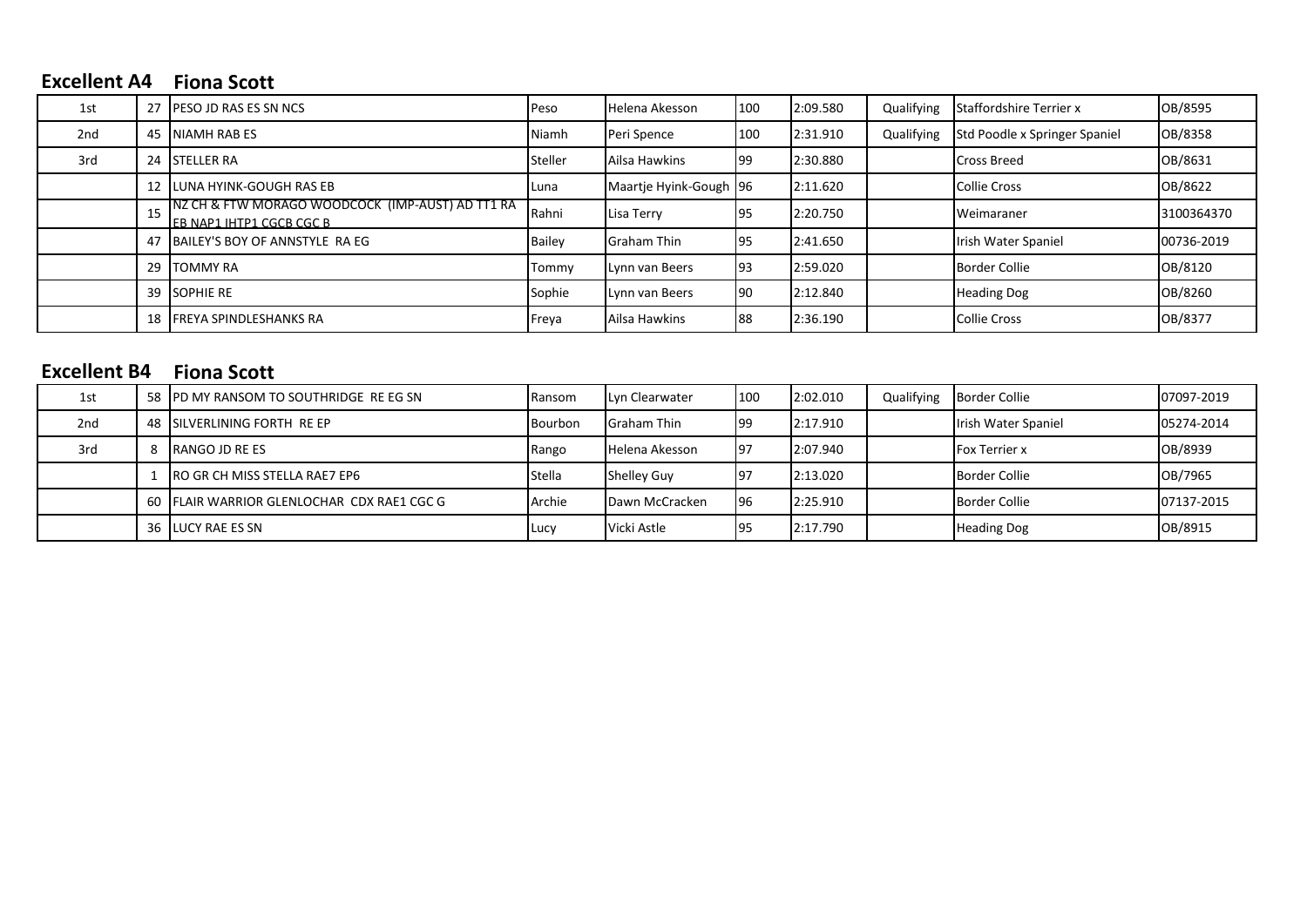## Excellent A4 Fiona Scott

| | | | | | | | | | |
|---|---|---|---|---|---|---|---|---|---|
| 1st | 27 | PESO JD RAS ES SN NCS | Peso | Helena Akesson | 100 | 2:09.580 | Qualifying | Staffordshire Terrier x | OB/8595 |
| 2nd | 45 | NIAMH RAB ES | Niamh | Peri Spence | 100 | 2:31.910 | Qualifying | Std Poodle x Springer Spaniel | OB/8358 |
| 3rd | 24 | STELLER RA | Steller | Ailsa Hawkins | 99 | 2:30.880 | | Cross Breed | OB/8631 |
| | 12 | LUNA HYINK-GOUGH RAS EB | Luna | Maartje Hyink-Gough | 96 | 2:11.620 | | Collie Cross | OB/8622 |
| | 15 | NZ CH & FTW MORAGO WOODCOCK (IMP-AUST) AD TT1 RA EB NAP1 IHTP1 CGCB CGC B | Rahni | Lisa Terry | 95 | 2:20.750 | | Weimaraner | 3100364370 |
| | 47 | BAILEY'S BOY OF ANNSTYLE RA EG | Bailey | Graham Thin | 95 | 2:41.650 | | Irish Water Spaniel | 00736-2019 |
| | 29 | TOMMY RA | Tommy | Lynn van Beers | 93 | 2:59.020 | | Border Collie | OB/8120 |
| | 39 | SOPHIE RE | Sophie | Lynn van Beers | 90 | 2:12.840 | | Heading Dog | OB/8260 |
| | 18 | FREYA SPINDLESHANKS RA | Freya | Ailsa Hawkins | 88 | 2:36.190 | | Collie Cross | OB/8377 |

## Excellent B4 Fiona Scott

| | | | | | | | | | |
|---|---|---|---|---|---|---|---|---|---|
| 1st | 58 | PD MY RANSOM TO SOUTHRIDGE RE EG SN | Ransom | Lyn Clearwater | 100 | 2:02.010 | Qualifying | Border Collie | 07097-2019 |
| 2nd | 48 | SILVERLINING FORTH RE EP | Bourbon | Graham Thin | 99 | 2:17.910 | | Irish Water Spaniel | 05274-2014 |
| 3rd | 8 | RANGO JD RE ES | Rango | Helena Akesson | 97 | 2:07.940 | | Fox Terrier x | OB/8939 |
| | 1 | RO GR CH MISS STELLA RAE7 EP6 | Stella | Shelley Guy | 97 | 2:13.020 | | Border Collie | OB/7965 |
| | 60 | FLAIR WARRIOR GLENLOCHAR CDX RAE1 CGC G | Archie | Dawn McCracken | 96 | 2:25.910 | | Border Collie | 07137-2015 |
| | 36 | LUCY RAE ES SN | Lucy | Vicki Astle | 95 | 2:17.790 | | Heading Dog | OB/8915 |